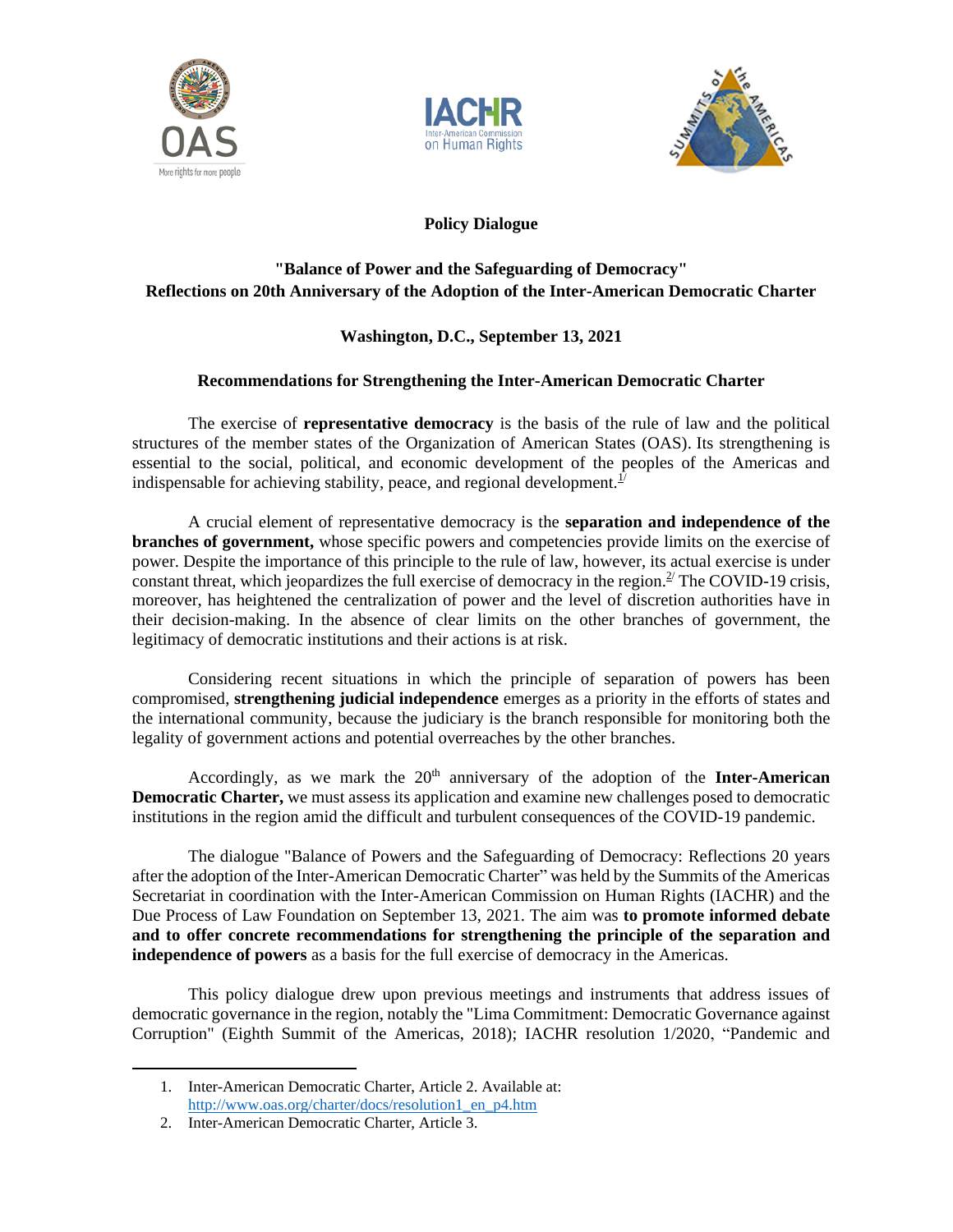**Policy Dialogue**

**"Balance of Power and the Safeguarding of Democracy"**
**Reflections on 20th Anniversary of the Adoption of the Inter-American Democratic Charter**

**Washington, D.C., September 13, 2021**

**Recommendations for Strengthening the Inter-American Democratic Charter**

The exercise of **representative democracy** is the basis of the rule of law and the political structures of the member states of the Organization of American States (OAS). Its strengthening is essential to the social, political, and economic development of the peoples of the Americas and indispensable for achieving stability, peace, and regional development.[1]

A crucial element of representative democracy is the **separation and independence of the branches of government,** whose specific powers and competencies provide limits on the exercise of power. Despite the importance of this principle to the rule of law, however, its actual exercise is under constant threat, which jeopardizes the full exercise of democracy in the region.[2] The COVID-19 crisis, moreover, has heightened the centralization of power and the level of discretion authorities have in their decision-making. In the absence of clear limits on the other branches of government, the legitimacy of democratic institutions and their actions is at risk.

Considering recent situations in which the principle of separation of powers has been compromised, **strengthening judicial independence** emerges as a priority in the efforts of states and the international community, because the judiciary is the branch responsible for monitoring both the legality of government actions and potential overreaches by the other branches.

Accordingly, as we mark the 20th anniversary of the adoption of the **Inter-American Democratic Charter,** we must assess its application and examine new challenges posed to democratic institutions in the region amid the difficult and turbulent consequences of the COVID-19 pandemic.

The dialogue "Balance of Powers and the Safeguarding of Democracy: Reflections 20 years after the adoption of the Inter-American Democratic Charter" was held by the Summits of the Americas Secretariat in coordination with the Inter-American Commission on Human Rights (IACHR) and the Due Process of Law Foundation on September 13, 2021. The aim was **to promote informed debate and to offer concrete recommendations for strengthening the principle of the separation and independence of powers** as a basis for the full exercise of democracy in the Americas.

This policy dialogue drew upon previous meetings and instruments that address issues of democratic governance in the region, notably the "Lima Commitment: Democratic Governance against Corruption" (Eighth Summit of the Americas, 2018); IACHR resolution 1/2020, "Pandemic and

---

1. Inter-American Democratic Charter, Article 2. Available at: http://www.oas.org/charter/docs/resolution1_en_p4.htm
2. Inter-American Democratic Charter, Article 3.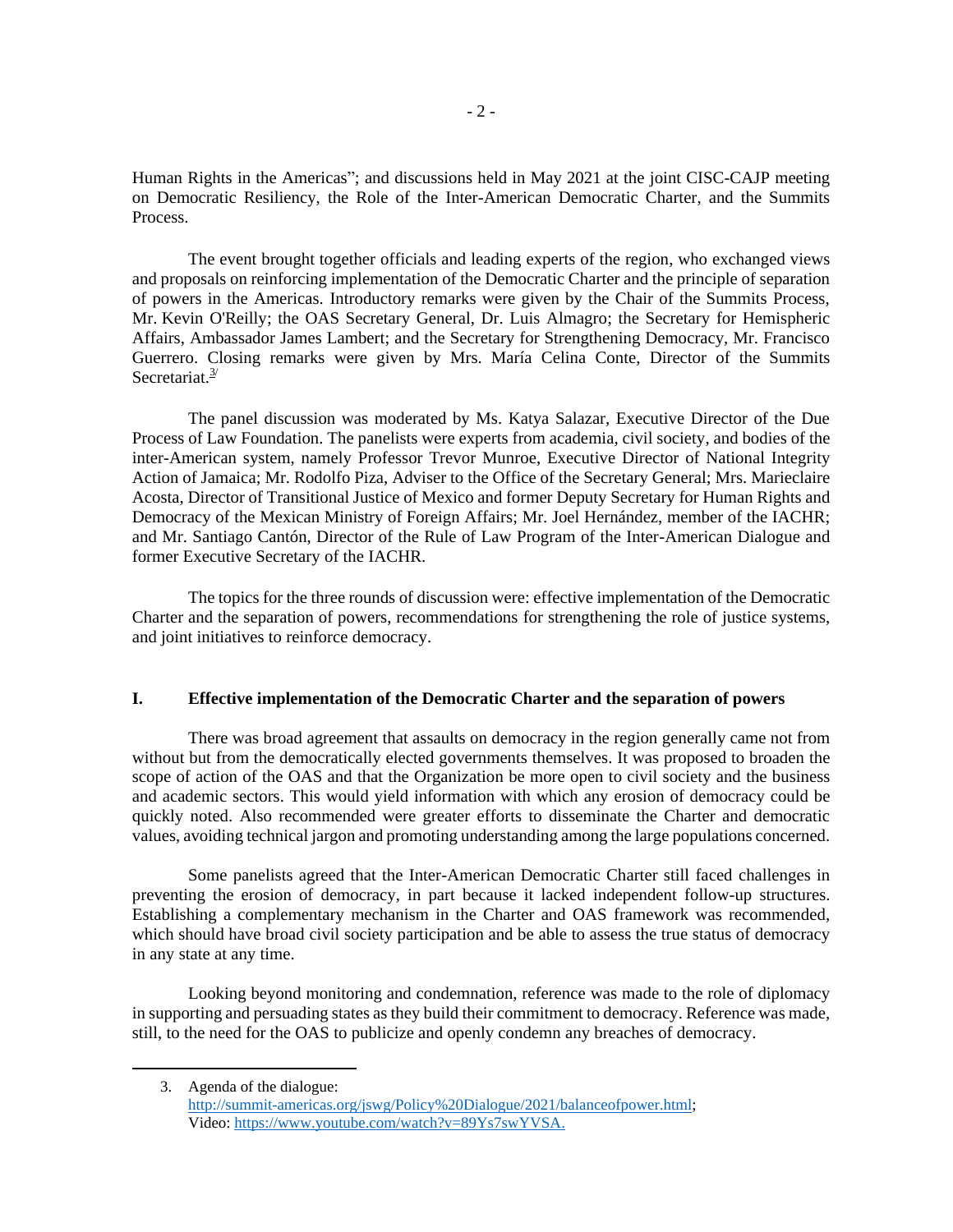Human Rights in the Americas"; and discussions held in May 2021 at the joint CISC-CAJP meeting on Democratic Resiliency, the Role of the Inter-American Democratic Charter, and the Summits Process.

The event brought together officials and leading experts of the region, who exchanged views and proposals on reinforcing implementation of the Democratic Charter and the principle of separation of powers in the Americas. Introductory remarks were given by the Chair of the Summits Process, Mr. Kevin O'Reilly; the OAS Secretary General, Dr. Luis Almagro; the Secretary for Hemispheric Affairs, Ambassador James Lambert; and the Secretary for Strengthening Democracy, Mr. Francisco Guerrero. Closing remarks were given by Mrs. María Celina Conte, Director of the Summits Secretariat.[3]

The panel discussion was moderated by Ms. Katya Salazar, Executive Director of the Due Process of Law Foundation. The panelists were experts from academia, civil society, and bodies of the inter-American system, namely Professor Trevor Munroe, Executive Director of National Integrity Action of Jamaica; Mr. Rodolfo Piza, Adviser to the Office of the Secretary General; Mrs. Marieclaire Acosta, Director of Transitional Justice of Mexico and former Deputy Secretary for Human Rights and Democracy of the Mexican Ministry of Foreign Affairs; Mr. Joel Hernández, member of the IACHR; and Mr. Santiago Cantón, Director of the Rule of Law Program of the Inter-American Dialogue and former Executive Secretary of the IACHR.

The topics for the three rounds of discussion were: effective implementation of the Democratic Charter and the separation of powers, recommendations for strengthening the role of justice systems, and joint initiatives to reinforce democracy.

## I. Effective implementation of the Democratic Charter and the separation of powers

There was broad agreement that assaults on democracy in the region generally came not from without but from the democratically elected governments themselves. It was proposed to broaden the scope of action of the OAS and that the Organization be more open to civil society and the business and academic sectors. This would yield information with which any erosion of democracy could be quickly noted. Also recommended were greater efforts to disseminate the Charter and democratic values, avoiding technical jargon and promoting understanding among the large populations concerned.

Some panelists agreed that the Inter-American Democratic Charter still faced challenges in preventing the erosion of democracy, in part because it lacked independent follow-up structures. Establishing a complementary mechanism in the Charter and OAS framework was recommended, which should have broad civil society participation and be able to assess the true status of democracy in any state at any time.

Looking beyond monitoring and condemnation, reference was made to the role of diplomacy in supporting and persuading states as they build their commitment to democracy. Reference was made, still, to the need for the OAS to publicize and openly condemn any breaches of democracy.

---

3. Agenda of the dialogue: http://summit-americas.org/jswg/Policy%20Dialogue/2021/balanceofpower.html; Video: https://www.youtube.com/watch?v=89Ys7swYVSA.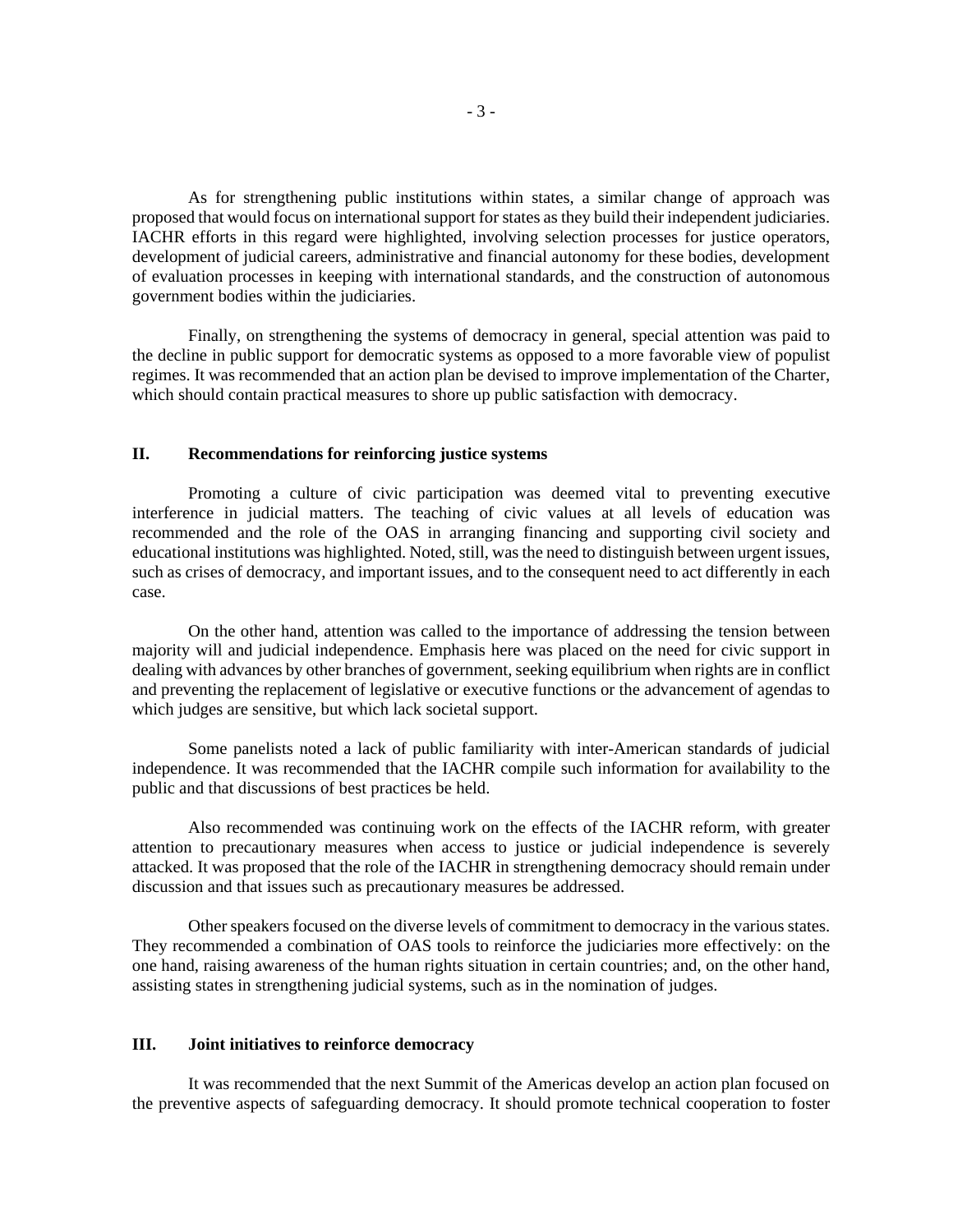As for strengthening public institutions within states, a similar change of approach was proposed that would focus on international support for states as they build their independent judiciaries. IACHR efforts in this regard were highlighted, involving selection processes for justice operators, development of judicial careers, administrative and financial autonomy for these bodies, development of evaluation processes in keeping with international standards, and the construction of autonomous government bodies within the judiciaries.

Finally, on strengthening the systems of democracy in general, special attention was paid to the decline in public support for democratic systems as opposed to a more favorable view of populist regimes. It was recommended that an action plan be devised to improve implementation of the Charter, which should contain practical measures to shore up public satisfaction with democracy.

## II. Recommendations for reinforcing justice systems

Promoting a culture of civic participation was deemed vital to preventing executive interference in judicial matters. The teaching of civic values at all levels of education was recommended and the role of the OAS in arranging financing and supporting civil society and educational institutions was highlighted. Noted, still, was the need to distinguish between urgent issues, such as crises of democracy, and important issues, and to the consequent need to act differently in each case.

On the other hand, attention was called to the importance of addressing the tension between majority will and judicial independence. Emphasis here was placed on the need for civic support in dealing with advances by other branches of government, seeking equilibrium when rights are in conflict and preventing the replacement of legislative or executive functions or the advancement of agendas to which judges are sensitive, but which lack societal support.

Some panelists noted a lack of public familiarity with inter-American standards of judicial independence. It was recommended that the IACHR compile such information for availability to the public and that discussions of best practices be held.

Also recommended was continuing work on the effects of the IACHR reform, with greater attention to precautionary measures when access to justice or judicial independence is severely attacked. It was proposed that the role of the IACHR in strengthening democracy should remain under discussion and that issues such as precautionary measures be addressed.

Other speakers focused on the diverse levels of commitment to democracy in the various states. They recommended a combination of OAS tools to reinforce the judiciaries more effectively: on the one hand, raising awareness of the human rights situation in certain countries; and, on the other hand, assisting states in strengthening judicial systems, such as in the nomination of judges.

## III. Joint initiatives to reinforce democracy

It was recommended that the next Summit of the Americas develop an action plan focused on the preventive aspects of safeguarding democracy. It should promote technical cooperation to foster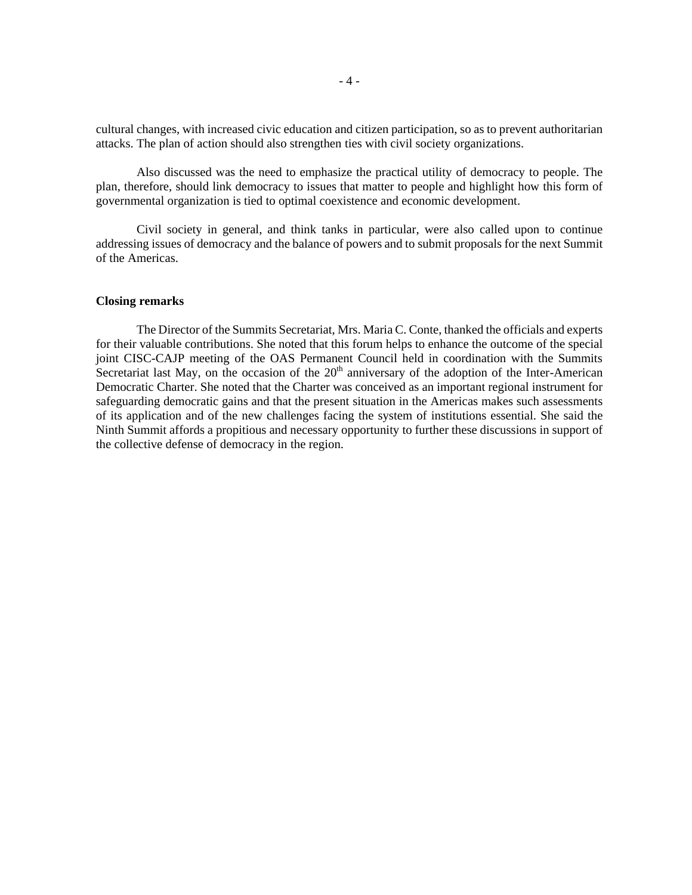cultural changes, with increased civic education and citizen participation, so as to prevent authoritarian attacks. The plan of action should also strengthen ties with civil society organizations.

Also discussed was the need to emphasize the practical utility of democracy to people. The plan, therefore, should link democracy to issues that matter to people and highlight how this form of governmental organization is tied to optimal coexistence and economic development.

Civil society in general, and think tanks in particular, were also called upon to continue addressing issues of democracy and the balance of powers and to submit proposals for the next Summit of the Americas.

**Closing remarks**

The Director of the Summits Secretariat, Mrs. Maria C. Conte, thanked the officials and experts for their valuable contributions. She noted that this forum helps to enhance the outcome of the special joint CISC-CAJP meeting of the OAS Permanent Council held in coordination with the Summits Secretariat last May, on the occasion of the 20th anniversary of the adoption of the Inter-American Democratic Charter. She noted that the Charter was conceived as an important regional instrument for safeguarding democratic gains and that the present situation in the Americas makes such assessments of its application and of the new challenges facing the system of institutions essential. She said the Ninth Summit affords a propitious and necessary opportunity to further these discussions in support of the collective defense of democracy in the region.